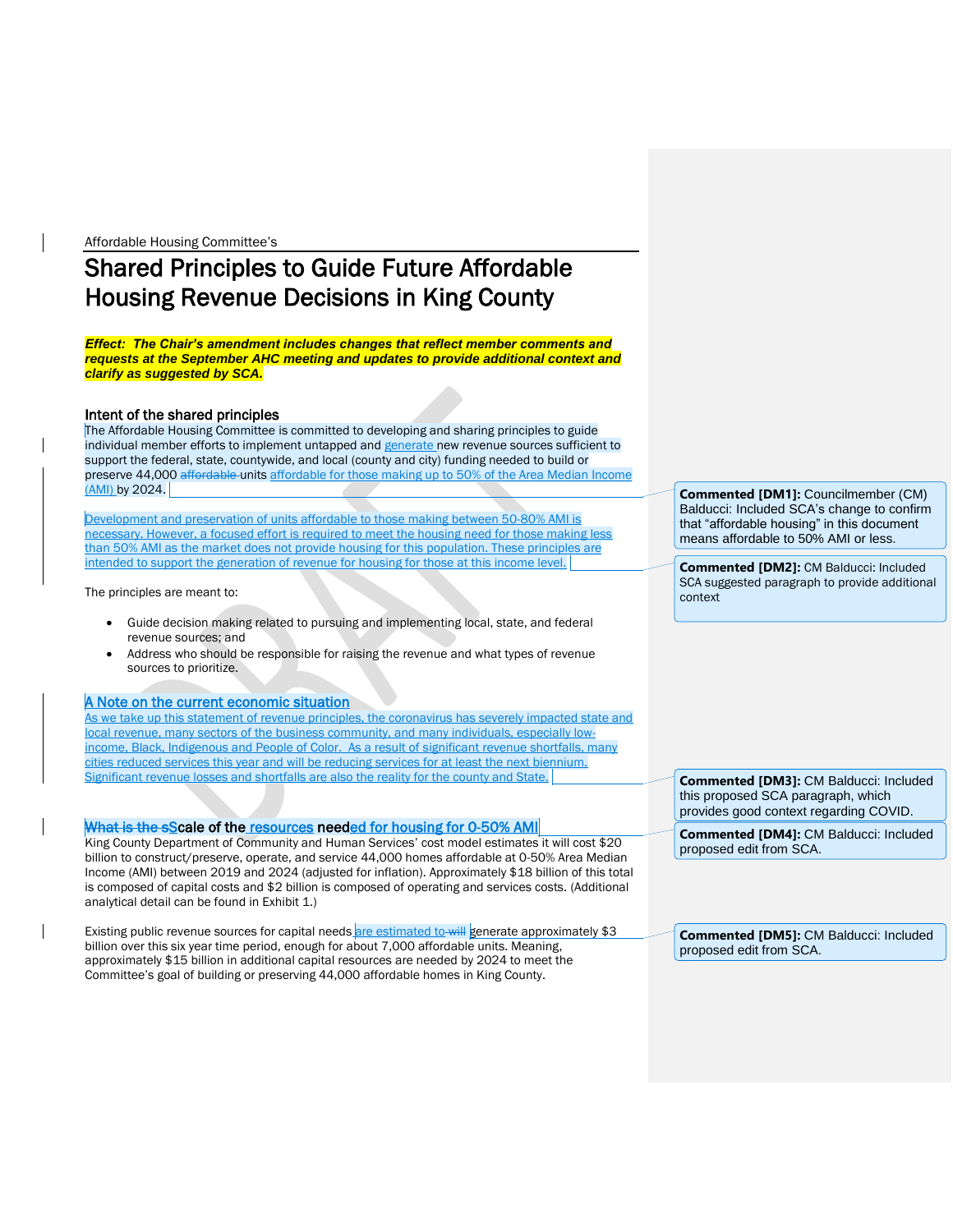Affordable Housing Committee's

# Shared Principles to Guide Future Affordable Housing Revenue Decisions in King County

***Effect: The Chair's amendment includes changes that reflect member comments and requests at the September AHC meeting and updates to provide additional context and clarify as suggested by SCA.***

## Intent of the shared principles

The Affordable Housing Committee is committed to developing and sharing principles to guide individual member efforts to implement untapped and generate new revenue sources sufficient to support the federal, state, countywide, and local (county and city) funding needed to build or preserve 44,000 ~~affordable~~ units affordable for those making up to 50% of the Area Median Income (AMI) by 2024.

> **Commented [DM1]:** Councilmember (CM) Balducci: Included SCA's change to confirm that "affordable housing" in this document means affordable to 50% AMI or less.

Development and preservation of units affordable to those making between 50-80% AMI is necessary. However, a focused effort is required to meet the housing need for those making less than 50% AMI as the market does not provide housing for this population. These principles are intended to support the generation of revenue for housing for those at this income level.

> **Commented [DM2]:** CM Balducci: Included SCA suggested paragraph to provide additional context

The principles are meant to:

- Guide decision making related to pursuing and implementing local, state, and federal revenue sources; and
- Address who should be responsible for raising the revenue and what types of revenue sources to prioritize.

## A Note on the current economic situation

As we take up this statement of revenue principles, the coronavirus has severely impacted state and local revenue, many sectors of the business community, and many individuals, especially low-income, Black, Indigenous and People of Color. As a result of significant revenue shortfalls, many cities reduced services this year and will be reducing services for at least the next biennium. Significant revenue losses and shortfalls are also the reality for the county and State.

> **Commented [DM3]:** CM Balducci: Included this proposed SCA paragraph, which provides good context regarding COVID.

## ~~What is the s~~Scale of the resources needed for housing for 0-50% AMI

> **Commented [DM4]:** CM Balducci: Included proposed edit from SCA.

King County Department of Community and Human Services' cost model estimates it will cost $20 billion to construct/preserve, operate, and service 44,000 homes affordable at 0-50% Area Median Income (AMI) between 2019 and 2024 (adjusted for inflation). Approximately $18 billion of this total is composed of capital costs and $2 billion is composed of operating and services costs. (Additional analytical detail can be found in Exhibit 1.)

Existing public revenue sources for capital needs are estimated to ~~will~~ generate approximately $3 billion over this six year time period, enough for about 7,000 affordable units. Meaning, approximately $15 billion in additional capital resources are needed by 2024 to meet the Committee's goal of building or preserving 44,000 affordable homes in King County.

> **Commented [DM5]:** CM Balducci: Included proposed edit from SCA.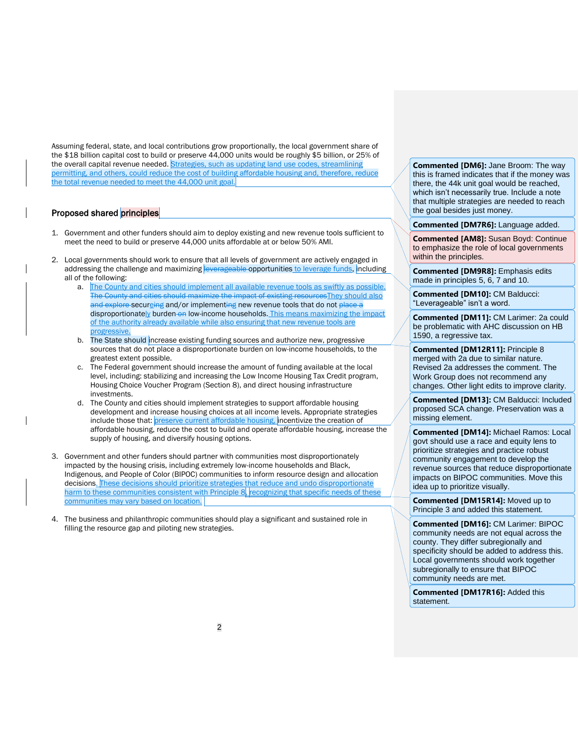Assuming federal, state, and local contributions grow proportionally, the local government share of the $18 billion capital cost to build or preserve 44,000 units would be roughly $5 billion, or 25% of the overall capital revenue needed. Strategies, such as updating land use codes, streamlining permitting, and others, could reduce the cost of building affordable housing and, therefore, reduce the total revenue needed to meet the 44,000 unit goal.

## Proposed shared principles

1. Government and other funders should aim to deploy existing and new revenue tools sufficient to meet the need to build or preserve 44,000 units affordable at or below 50% AMI.

2. Local governments should work to ensure that all levels of government are actively engaged in addressing the challenge and maximizing ~~leverageable~~ opportunities to leverage funds, including all of the following:
   a. The County and cities should implement all available revenue tools as swiftly as possible. ~~The County and cities should maximize the impact of existing resources~~They should also ~~and explore~~ secur~~e~~ing and/or implementing new revenue tools that do not ~~place a~~ disproportionately burden ~~on~~ low-income households. This means maximizing the impact of the authority already available while also ensuring that new revenue tools are progressive.
   b. The State should increase existing funding sources and authorize new, progressive sources that do not place a disproportionate burden on low-income households, to the greatest extent possible.
   c. The Federal government should increase the amount of funding available at the local level, including: stabilizing and increasing the Low Income Housing Tax Credit program, Housing Choice Voucher Program (Section 8), and direct housing infrastructure investments.
   d. The County and cities should implement strategies to support affordable housing development and increase housing choices at all income levels. Appropriate strategies include those that: preserve current affordable housing, incentivize the creation of affordable housing, reduce the cost to build and operate affordable housing, increase the supply of housing, and diversify housing options.

3. Government and other funders should partner with communities most disproportionately impacted by the housing crisis, including extremely low-income households and Black, Indigenous, and People of Color (BIPOC) communities to inform resource design and allocation decisions. These decisions should prioritize strategies that reduce and undo disproportionate harm to these communities consistent with Principle 8, recognizing that specific needs of these communities may vary based on location.

4. The business and philanthropic communities should play a significant and sustained role in filling the resource gap and piloting new strategies.

---

**Commented [DM6]:** Jane Broom: The way this is framed indicates that if the money was there, the 44k unit goal would be reached, which isn't necessarily true. Include a note that multiple strategies are needed to reach the goal besides just money.

**Commented [DM7R6]:** Language added.

**Commented [AM8]:** Susan Boyd: Continue to emphasize the role of local governments within the principles.

**Commented [DM9R8]:** Emphasis edits made in principles 5, 6, 7 and 10.

**Commented [DM10]:** CM Balducci: "Leverageable" isn't a word.

**Commented [DM11]:** CM Larimer: 2a could be problematic with AHC discussion on HB 1590, a regressive tax.

**Commented [DM12R11]:** Principle 8 merged with 2a due to similar nature. Revised 2a addresses the comment. The Work Group does not recommend any changes. Other light edits to improve clarity.

**Commented [DM13]:** CM Balducci: Included proposed SCA change. Preservation was a missing element.

**Commented [DM14]:** Michael Ramos: Local govt should use a race and equity lens to prioritize strategies and practice robust community engagement to develop the revenue sources that reduce disproportionate impacts on BIPOC communities. Move this idea up to prioritize visually.

**Commented [DM15R14]:** Moved up to Principle 3 and added this statement.

**Commented [DM16]:** CM Larimer: BIPOC community needs are not equal across the county. They differ subregionally and specificity should be added to address this. Local governments should work together subregionally to ensure that BIPOC community needs are met.

**Commented [DM17R16]:** Added this statement.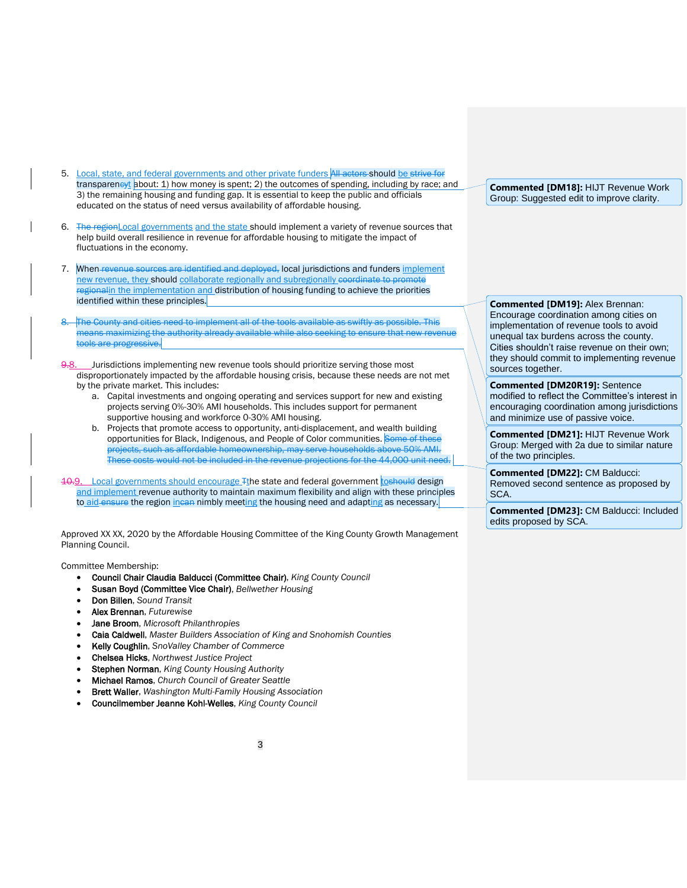5. Local, state, and federal governments and other private funders ~~All actors~~ should be ~~strive for~~ transparen~~cy~~t about: 1) how money is spent; 2) the outcomes of spending, including by race; and 3) the remaining housing and funding gap. It is essential to keep the public and officials educated on the status of need versus availability of affordable housing.

6. ~~The region~~Local governments and the state should implement a variety of revenue sources that help build overall resilience in revenue for affordable housing to mitigate the impact of fluctuations in the economy.

7. When ~~revenue sources are identified and deployed,~~ local jurisdictions and funders implement new revenue, they should collaborate regionally and subregionally ~~coordinate to promote regional~~in the implementation and distribution of housing funding to achieve the priorities identified within these principles.

~~8. The County and cities need to implement all of the tools available as swiftly as possible. This means maximizing the authority already available while also seeking to ensure that new revenue tools are progressive.~~

~~9.~~8. Jurisdictions implementing new revenue tools should prioritize serving those most disproportionately impacted by the affordable housing crisis, because these needs are not met by the private market. This includes:
   a. Capital investments and ongoing operating and services support for new and existing projects serving 0%-30% AMI households. This includes support for permanent supportive housing and workforce 0-30% AMI housing.
   b. Projects that promote access to opportunity, anti-displacement, and wealth building opportunities for Black, Indigenous, and People of Color communities. ~~Some of these projects, such as affordable homeownership, may serve households above 50% AMI. These costs would not be included in the revenue projections for the 44,000 unit need.~~

~~10.~~9. Local governments should encourage ~~T~~the state and federal government to~~should~~ design and implement revenue authority to maintain maximum flexibility and align with these principles to aid ~~ensure~~ the region in~~can~~ nimbly meeting the housing need and adapting as necessary.

Approved XX XX, 2020 by the Affordable Housing Committee of the King County Growth Management Planning Council.

Committee Membership:

- **Council Chair Claudia Balducci (Committee Chair)**, *King County Council*
- **Susan Boyd (Committee Vice Chair)**, *Bellwether Housing*
- **Don Billen**, *Sound Transit*
- **Alex Brennan**, *Futurewise*
- **Jane Broom**, *Microsoft Philanthropies*
- **Caia Caldwell**, *Master Builders Association of King and Snohomish Counties*
- **Kelly Coughlin**, *SnoValley Chamber of Commerce*
- **Chelsea Hicks**, *Northwest Justice Project*
- **Stephen Norman**, *King County Housing Authority*
- **Michael Ramos**, *Church Council of Greater Seattle*
- **Brett Waller**, *Washington Multi-Family Housing Association*
- **Councilmember Jeanne Kohl-Welles**, *King County Council*

> **Commented [DM18]:** HIJT Revenue Work Group: Suggested edit to improve clarity.
>
> **Commented [DM19]:** Alex Brennan: Encourage coordination among cities on implementation of revenue tools to avoid unequal tax burdens across the county. Cities shouldn't raise revenue on their own; they should commit to implementing revenue sources together.
>
> **Commented [DM20R19]:** Sentence modified to reflect the Committee's interest in encouraging coordination among jurisdictions and minimize use of passive voice.
>
> **Commented [DM21]:** HIJT Revenue Work Group: Merged with 2a due to similar nature of the two principles.
>
> **Commented [DM22]:** CM Balducci: Removed second sentence as proposed by SCA.
>
> **Commented [DM23]:** CM Balducci: Included edits proposed by SCA.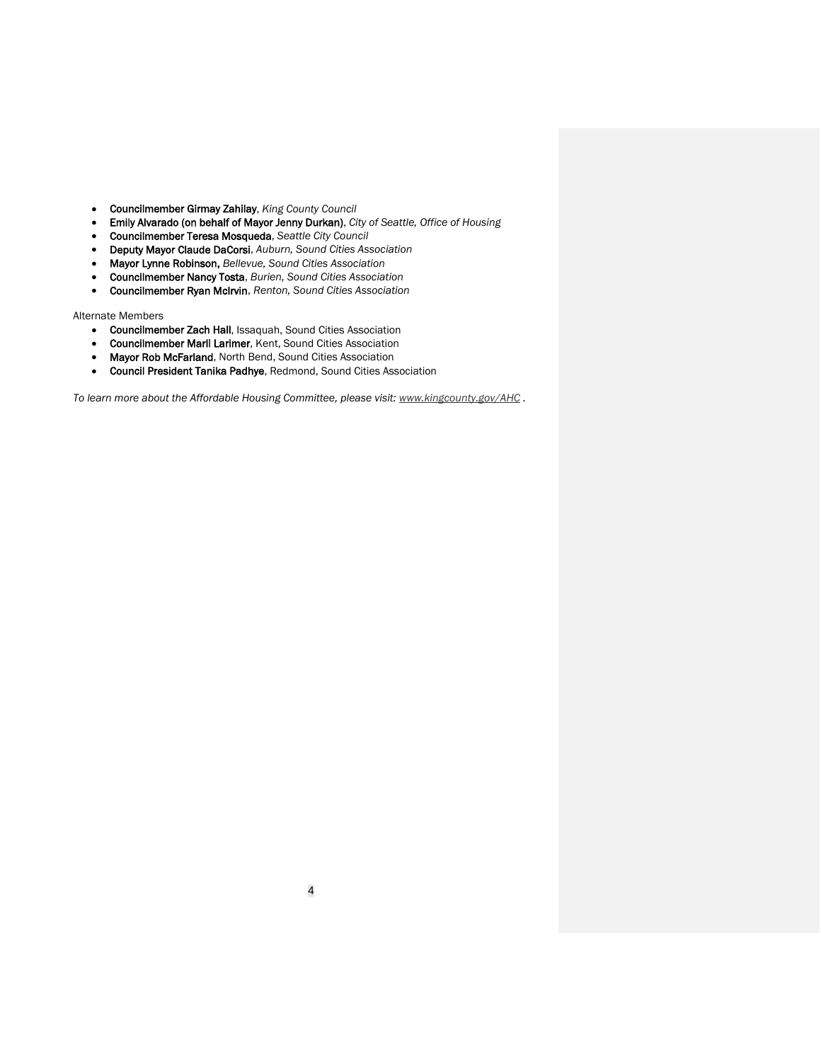- **Councilmember Girmay Zahilay**, *King County Council*
- **Emily Alvarado (on behalf of Mayor Jenny Durkan)**, *City of Seattle, Office of Housing*
- **Councilmember Teresa Mosqueda**, *Seattle City Council*
- **Deputy Mayor Claude DaCorsi**, *Auburn, Sound Cities Association*
- **Mayor Lynne Robinson,** *Bellevue, Sound Cities Association*
- **Councilmember Nancy Tosta**, *Burien, Sound Cities Association*
- **Councilmember Ryan McIrvin**, *Renton, Sound Cities Association*

Alternate Members

- **Councilmember Zach Hall**, Issaquah, Sound Cities Association
- **Councilmember Marli Larimer**, Kent, Sound Cities Association
- **Mayor Rob McFarland**, North Bend, Sound Cities Association
- **Council President Tanika Padhye**, Redmond, Sound Cities Association

*To learn more about the Affordable Housing Committee, please visit: www.kingcounty.gov/AHC .*